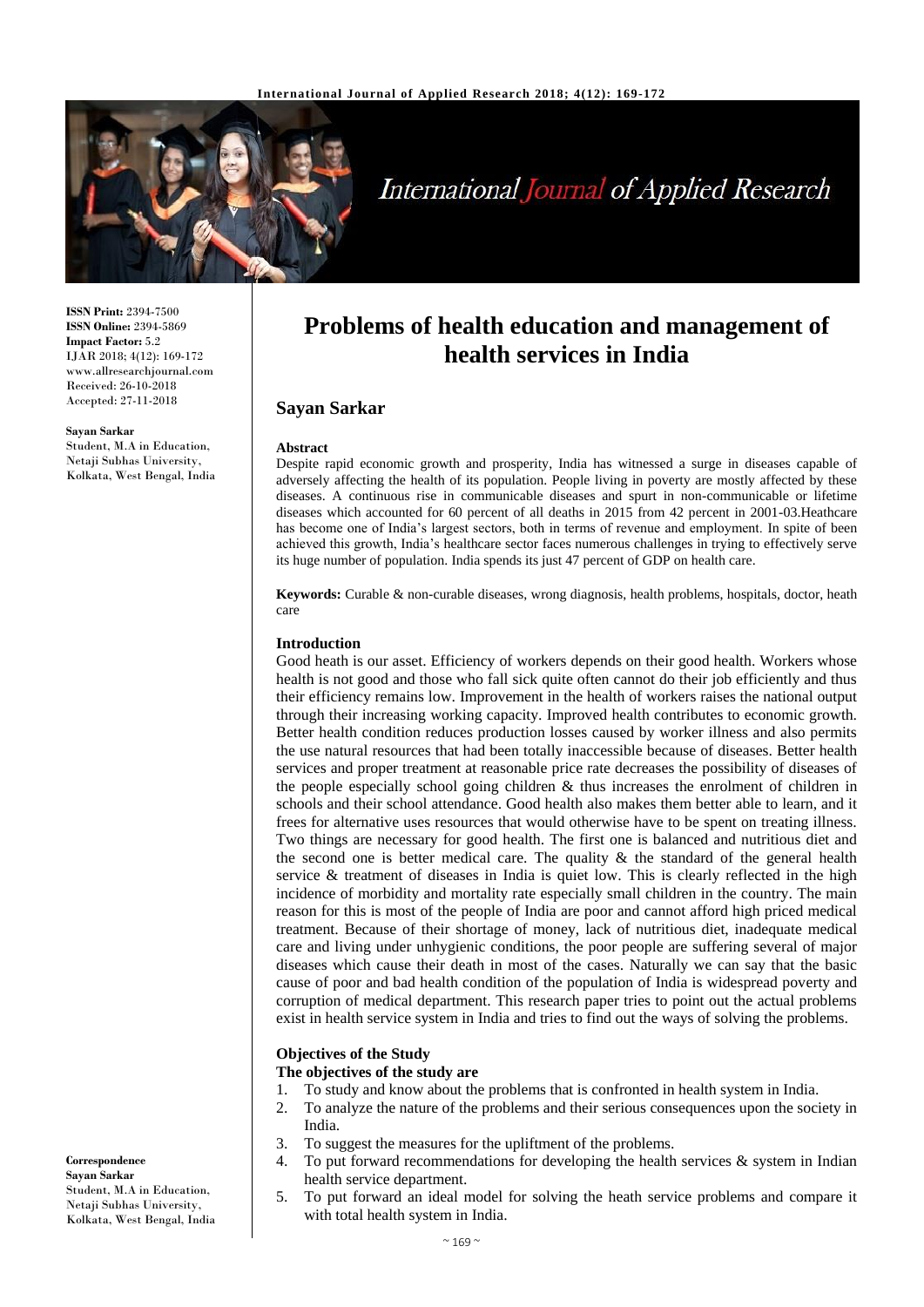**ISSN Print:** 2394-7500
**ISSN Online:** 2394-5869
**Impact Factor:** 5.2
IJAR 2018; 4(12): 169-172
www.allresearchjournal.com
Received: 26-10-2018
Accepted: 27-11-2018

**Sayan Sarkar**
Student, M.A in Education, Netaji Subhas University, Kolkata, West Bengal, India

**Correspondence**
**Sayan Sarkar**
Student, M.A in Education, Netaji Subhas University, Kolkata, West Bengal, India

# Problems of health education and management of health services in India

## Sayan Sarkar

**Abstract**

Despite rapid economic growth and prosperity, India has witnessed a surge in diseases capable of adversely affecting the health of its population. People living in poverty are mostly affected by these diseases. A continuous rise in communicable diseases and spurt in non-communicable or lifetime diseases which accounted for 60 percent of all deaths in 2015 from 42 percent in 2001-03.Heathcare has become one of India's largest sectors, both in terms of revenue and employment. In spite of been achieved this growth, India's healthcare sector faces numerous challenges in trying to effectively serve its huge number of population. India spends its just 47 percent of GDP on health care.

**Keywords:** Curable & non-curable diseases, wrong diagnosis, health problems, hospitals, doctor, heath care

### Introduction

Good heath is our asset. Efficiency of workers depends on their good health. Workers whose health is not good and those who fall sick quite often cannot do their job efficiently and thus their efficiency remains low. Improvement in the health of workers raises the national output through their increasing working capacity. Improved health contributes to economic growth. Better health condition reduces production losses caused by worker illness and also permits the use natural resources that had been totally inaccessible because of diseases. Better health services and proper treatment at reasonable price rate decreases the possibility of diseases of the people especially school going children & thus increases the enrolment of children in schools and their school attendance. Good health also makes them better able to learn, and it frees for alternative uses resources that would otherwise have to be spent on treating illness. Two things are necessary for good health. The first one is balanced and nutritious diet and the second one is better medical care. The quality & the standard of the general health service & treatment of diseases in India is quiet low. This is clearly reflected in the high incidence of morbidity and mortality rate especially small children in the country. The main reason for this is most of the people of India are poor and cannot afford high priced medical treatment. Because of their shortage of money, lack of nutritious diet, inadequate medical care and living under unhygienic conditions, the poor people are suffering several of major diseases which cause their death in most of the cases. Naturally we can say that the basic cause of poor and bad health condition of the population of India is widespread poverty and corruption of medical department. This research paper tries to point out the actual problems exist in health service system in India and tries to find out the ways of solving the problems.

### Objectives of the Study

**The objectives of the study are**

1. To study and know about the problems that is confronted in health system in India.
2. To analyze the nature of the problems and their serious consequences upon the society in India.
3. To suggest the measures for the upliftment of the problems.
4. To put forward recommendations for developing the health services & system in Indian health service department.
5. To put forward an ideal model for solving the heath service problems and compare it with total health system in India.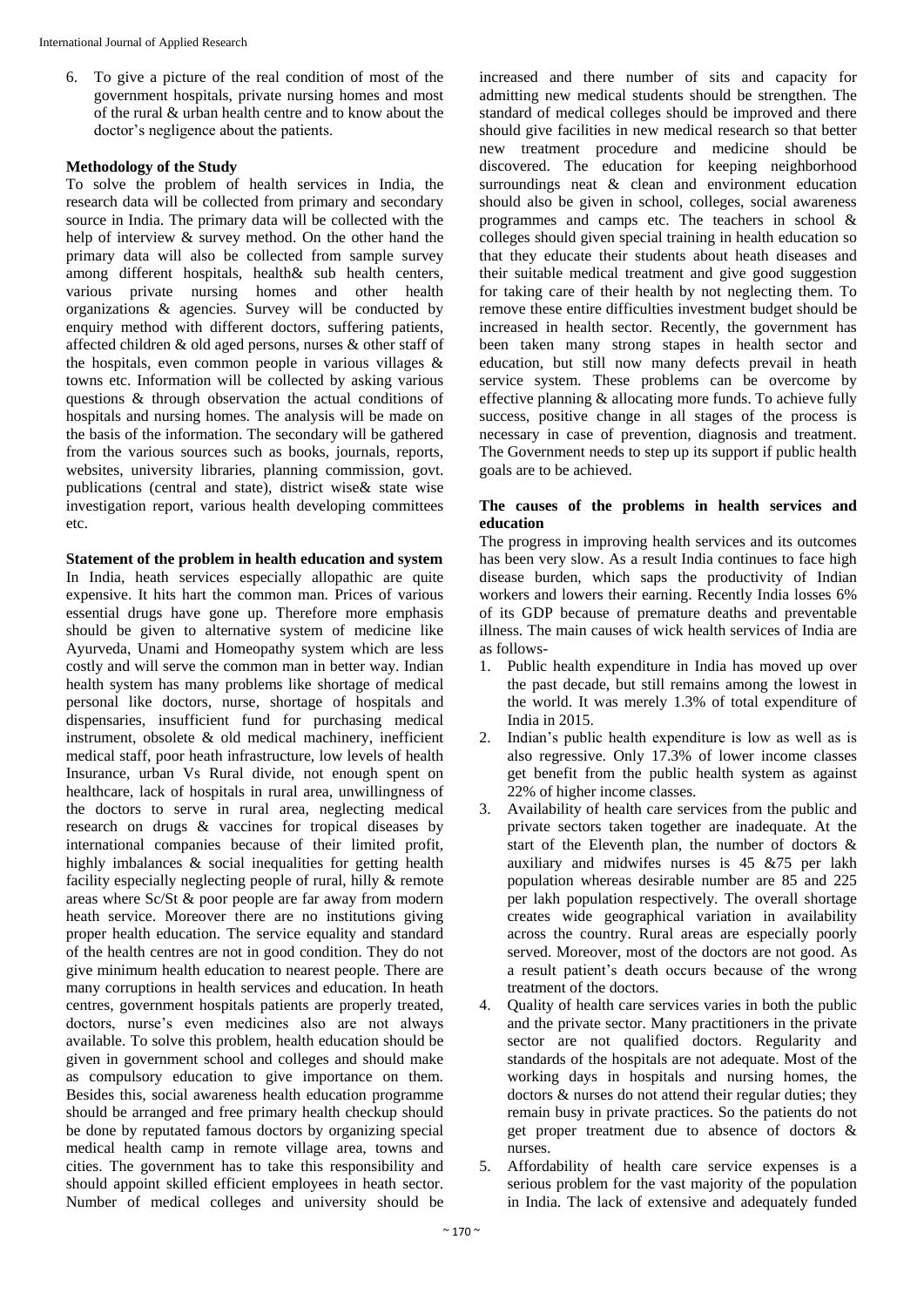6. To give a picture of the real condition of most of the government hospitals, private nursing homes and most of the rural & urban health centre and to know about the doctor's negligence about the patients.

### Methodology of the Study

To solve the problem of health services in India, the research data will be collected from primary and secondary source in India. The primary data will be collected with the help of interview & survey method. On the other hand the primary data will also be collected from sample survey among different hospitals, health& sub health centers, various private nursing homes and other health organizations & agencies. Survey will be conducted by enquiry method with different doctors, suffering patients, affected children & old aged persons, nurses & other staff of the hospitals, even common people in various villages & towns etc. Information will be collected by asking various questions & through observation the actual conditions of hospitals and nursing homes. The analysis will be made on the basis of the information. The secondary will be gathered from the various sources such as books, journals, reports, websites, university libraries, planning commission, govt. publications (central and state), district wise& state wise investigation report, various health developing committees etc.

### Statement of the problem in health education and system

In India, heath services especially allopathic are quite expensive. It hits hart the common man. Prices of various essential drugs have gone up. Therefore more emphasis should be given to alternative system of medicine like Ayurveda, Unami and Homeopathy system which are less costly and will serve the common man in better way. Indian health system has many problems like shortage of medical personal like doctors, nurse, shortage of hospitals and dispensaries, insufficient fund for purchasing medical instrument, obsolete & old medical machinery, inefficient medical staff, poor heath infrastructure, low levels of health Insurance, urban Vs Rural divide, not enough spent on healthcare, lack of hospitals in rural area, unwillingness of the doctors to serve in rural area, neglecting medical research on drugs & vaccines for tropical diseases by international companies because of their limited profit, highly imbalances & social inequalities for getting health facility especially neglecting people of rural, hilly & remote areas where Sc/St & poor people are far away from modern heath service. Moreover there are no institutions giving proper health education. The service equality and standard of the health centres are not in good condition. They do not give minimum health education to nearest people. There are many corruptions in health services and education. In heath centres, government hospitals patients are properly treated, doctors, nurse's even medicines also are not always available. To solve this problem, health education should be given in government school and colleges and should make as compulsory education to give importance on them. Besides this, social awareness health education programme should be arranged and free primary health checkup should be done by reputated famous doctors by organizing special medical health camp in remote village area, towns and cities. The government has to take this responsibility and should appoint skilled efficient employees in heath sector. Number of medical colleges and university should be increased and there number of sits and capacity for admitting new medical students should be strengthen. The standard of medical colleges should be improved and there should give facilities in new medical research so that better new treatment procedure and medicine should be discovered. The education for keeping neighborhood surroundings neat & clean and environment education should also be given in school, colleges, social awareness programmes and camps etc. The teachers in school & colleges should given special training in health education so that they educate their students about heath diseases and their suitable medical treatment and give good suggestion for taking care of their health by not neglecting them. To remove these entire difficulties investment budget should be increased in health sector. Recently, the government has been taken many strong stapes in health sector and education, but still now many defects prevail in heath service system. These problems can be overcome by effective planning & allocating more funds. To achieve fully success, positive change in all stages of the process is necessary in case of prevention, diagnosis and treatment. The Government needs to step up its support if public health goals are to be achieved.

### The causes of the problems in health services and education

The progress in improving health services and its outcomes has been very slow. As a result India continues to face high disease burden, which saps the productivity of Indian workers and lowers their earning. Recently India losses 6% of its GDP because of premature deaths and preventable illness. The main causes of wick health services of India are as follows-

1. Public health expenditure in India has moved up over the past decade, but still remains among the lowest in the world. It was merely 1.3% of total expenditure of India in 2015.
2. Indian's public health expenditure is low as well as is also regressive. Only 17.3% of lower income classes get benefit from the public health system as against 22% of higher income classes.
3. Availability of health care services from the public and private sectors taken together are inadequate. At the start of the Eleventh plan, the number of doctors & auxiliary and midwifes nurses is 45 &75 per lakh population whereas desirable number are 85 and 225 per lakh population respectively. The overall shortage creates wide geographical variation in availability across the country. Rural areas are especially poorly served. Moreover, most of the doctors are not good. As a result patient's death occurs because of the wrong treatment of the doctors.
4. Quality of health care services varies in both the public and the private sector. Many practitioners in the private sector are not qualified doctors. Regularity and standards of the hospitals are not adequate. Most of the working days in hospitals and nursing homes, the doctors & nurses do not attend their regular duties; they remain busy in private practices. So the patients do not get proper treatment due to absence of doctors & nurses.
5. Affordability of health care service expenses is a serious problem for the vast majority of the population in India. The lack of extensive and adequately funded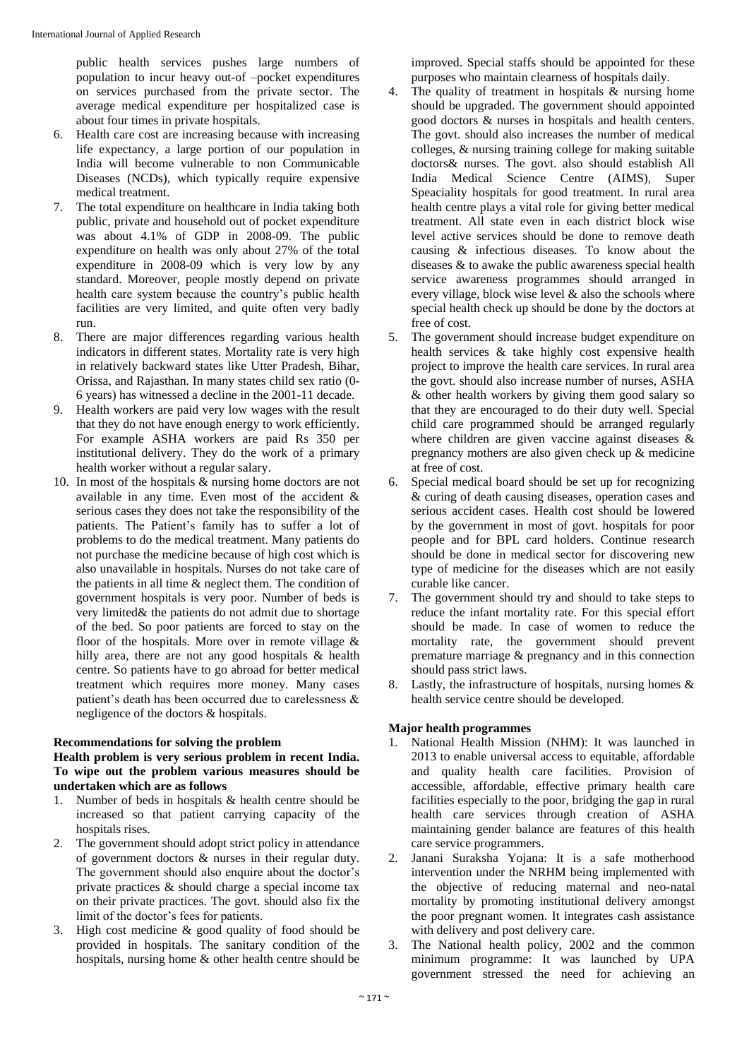public health services pushes large numbers of population to incur heavy out-of –pocket expenditures on services purchased from the private sector. The average medical expenditure per hospitalized case is about four times in private hospitals.

6. Health care cost are increasing because with increasing life expectancy, a large portion of our population in India will become vulnerable to non Communicable Diseases (NCDs), which typically require expensive medical treatment.
7. The total expenditure on healthcare in India taking both public, private and household out of pocket expenditure was about 4.1% of GDP in 2008-09. The public expenditure on health was only about 27% of the total expenditure in 2008-09 which is very low by any standard. Moreover, people mostly depend on private health care system because the country's public health facilities are very limited, and quite often very badly run.
8. There are major differences regarding various health indicators in different states. Mortality rate is very high in relatively backward states like Utter Pradesh, Bihar, Orissa, and Rajasthan. In many states child sex ratio (0-6 years) has witnessed a decline in the 2001-11 decade.
9. Health workers are paid very low wages with the result that they do not have enough energy to work efficiently. For example ASHA workers are paid Rs 350 per institutional delivery. They do the work of a primary health worker without a regular salary.
10. In most of the hospitals & nursing home doctors are not available in any time. Even most of the accident & serious cases they does not take the responsibility of the patients. The Patient's family has to suffer a lot of problems to do the medical treatment. Many patients do not purchase the medicine because of high cost which is also unavailable in hospitals. Nurses do not take care of the patients in all time & neglect them. The condition of government hospitals is very poor. Number of beds is very limited& the patients do not admit due to shortage of the bed. So poor patients are forced to stay on the floor of the hospitals. More over in remote village & hilly area, there are not any good hospitals & health centre. So patients have to go abroad for better medical treatment which requires more money. Many cases patient's death has been occurred due to carelessness & negligence of the doctors & hospitals.

**Recommendations for solving the problem**

**Health problem is very serious problem in recent India. To wipe out the problem various measures should be undertaken which are as follows**

1. Number of beds in hospitals & health centre should be increased so that patient carrying capacity of the hospitals rises.
2. The government should adopt strict policy in attendance of government doctors & nurses in their regular duty. The government should also enquire about the doctor's private practices & should charge a special income tax on their private practices. The govt. should also fix the limit of the doctor's fees for patients.
3. High cost medicine & good quality of food should be provided in hospitals. The sanitary condition of the hospitals, nursing home & other health centre should be improved. Special staffs should be appointed for these purposes who maintain clearness of hospitals daily.
4. The quality of treatment in hospitals & nursing home should be upgraded. The government should appointed good doctors & nurses in hospitals and health centers. The govt. should also increases the number of medical colleges, & nursing training college for making suitable doctors& nurses. The govt. also should establish All India Medical Science Centre (AIMS), Super Speaciality hospitals for good treatment. In rural area health centre plays a vital role for giving better medical treatment. All state even in each district block wise level active services should be done to remove death causing & infectious diseases. To know about the diseases & to awake the public awareness special health service awareness programmes should arranged in every village, block wise level & also the schools where special health check up should be done by the doctors at free of cost.
5. The government should increase budget expenditure on health services & take highly cost expensive health project to improve the health care services. In rural area the govt. should also increase number of nurses, ASHA & other health workers by giving them good salary so that they are encouraged to do their duty well. Special child care programmed should be arranged regularly where children are given vaccine against diseases & pregnancy mothers are also given check up & medicine at free of cost.
6. Special medical board should be set up for recognizing & curing of death causing diseases, operation cases and serious accident cases. Health cost should be lowered by the government in most of govt. hospitals for poor people and for BPL card holders. Continue research should be done in medical sector for discovering new type of medicine for the diseases which are not easily curable like cancer.
7. The government should try and should to take steps to reduce the infant mortality rate. For this special effort should be made. In case of women to reduce the mortality rate, the government should prevent premature marriage & pregnancy and in this connection should pass strict laws.
8. Lastly, the infrastructure of hospitals, nursing homes & health service centre should be developed.

**Major health programmes**

1. National Health Mission (NHM): It was launched in 2013 to enable universal access to equitable, affordable and quality health care facilities. Provision of accessible, affordable, effective primary health care facilities especially to the poor, bridging the gap in rural health care services through creation of ASHA maintaining gender balance are features of this health care service programmers.
2. Janani Suraksha Yojana: It is a safe motherhood intervention under the NRHM being implemented with the objective of reducing maternal and neo-natal mortality by promoting institutional delivery amongst the poor pregnant women. It integrates cash assistance with delivery and post delivery care.
3. The National health policy, 2002 and the common minimum programme: It was launched by UPA government stressed the need for achieving an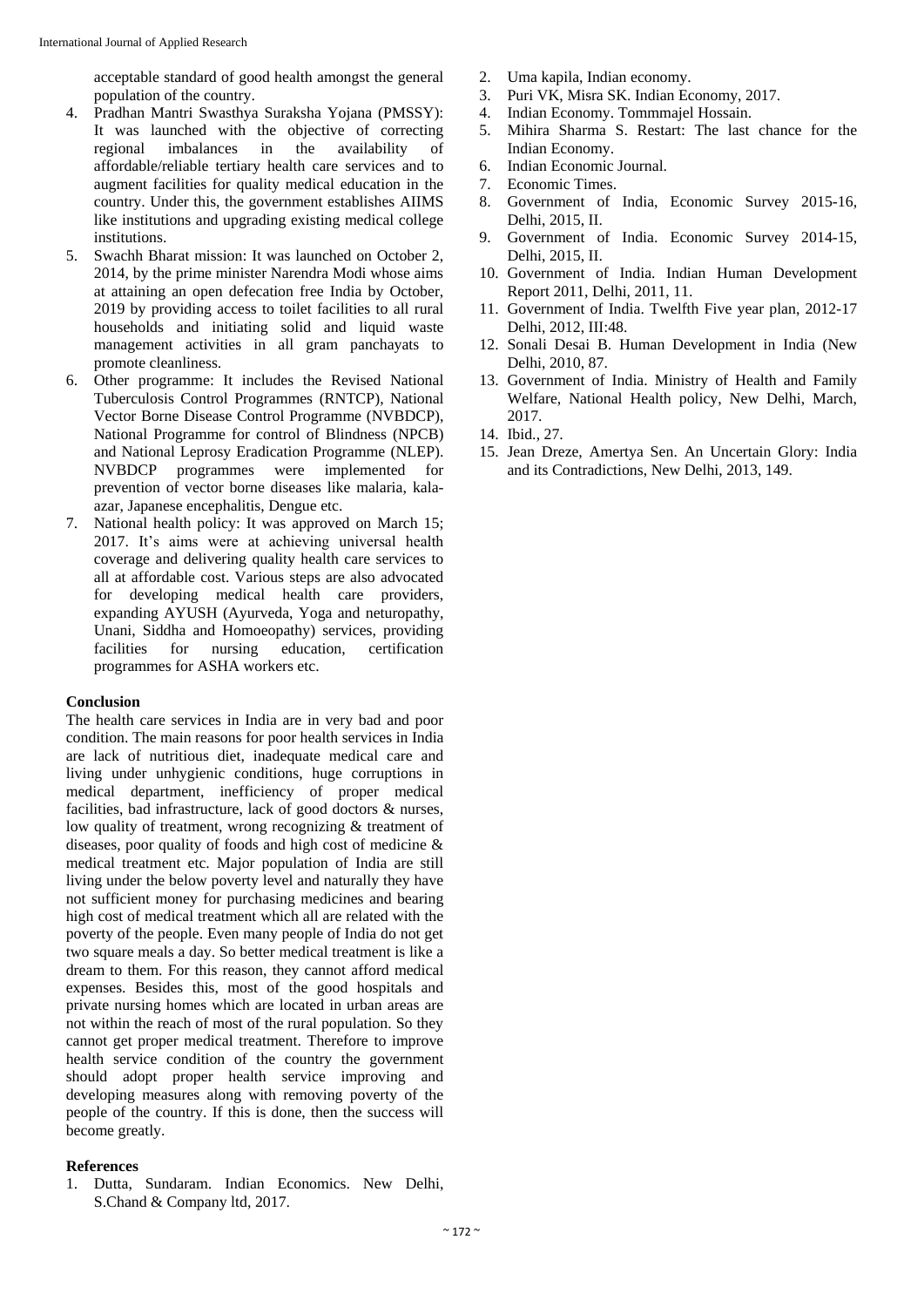acceptable standard of good health amongst the general population of the country.

4. Pradhan Mantri Swasthya Suraksha Yojana (PMSSY): It was launched with the objective of correcting regional imbalances in the availability of affordable/reliable tertiary health care services and to augment facilities for quality medical education in the country. Under this, the government establishes AIIMS like institutions and upgrading existing medical college institutions.
5. Swachh Bharat mission: It was launched on October 2, 2014, by the prime minister Narendra Modi whose aims at attaining an open defecation free India by October, 2019 by providing access to toilet facilities to all rural households and initiating solid and liquid waste management activities in all gram panchayats to promote cleanliness.
6. Other programme: It includes the Revised National Tuberculosis Control Programmes (RNTCP), National Vector Borne Disease Control Programme (NVBDCP), National Programme for control of Blindness (NPCB) and National Leprosy Eradication Programme (NLEP). NVBDCP programmes were implemented for prevention of vector borne diseases like malaria, kala-azar, Japanese encephalitis, Dengue etc.
7. National health policy: It was approved on March 15; 2017. It's aims were at achieving universal health coverage and delivering quality health care services to all at affordable cost. Various steps are also advocated for developing medical health care providers, expanding AYUSH (Ayurveda, Yoga and neturopathy, Unani, Siddha and Homoeopathy) services, providing facilities for nursing education, certification programmes for ASHA workers etc.

## Conclusion

The health care services in India are in very bad and poor condition. The main reasons for poor health services in India are lack of nutritious diet, inadequate medical care and living under unhygienic conditions, huge corruptions in medical department, inefficiency of proper medical facilities, bad infrastructure, lack of good doctors & nurses, low quality of treatment, wrong recognizing & treatment of diseases, poor quality of foods and high cost of medicine & medical treatment etc. Major population of India are still living under the below poverty level and naturally they have not sufficient money for purchasing medicines and bearing high cost of medical treatment which all are related with the poverty of the people. Even many people of India do not get two square meals a day. So better medical treatment is like a dream to them. For this reason, they cannot afford medical expenses. Besides this, most of the good hospitals and private nursing homes which are located in urban areas are not within the reach of most of the rural population. So they cannot get proper medical treatment. Therefore to improve health service condition of the country the government should adopt proper health service improving and developing measures along with removing poverty of the people of the country. If this is done, then the success will become greatly.

## References

1. Dutta, Sundaram. Indian Economics. New Delhi, S.Chand & Company ltd, 2017.
2. Uma kapila, Indian economy.
3. Puri VK, Misra SK. Indian Economy, 2017.
4. Indian Economy. Tommmajel Hossain.
5. Mihira Sharma S. Restart: The last chance for the Indian Economy.
6. Indian Economic Journal.
7. Economic Times.
8. Government of India, Economic Survey 2015-16, Delhi, 2015, II.
9. Government of India. Economic Survey 2014-15, Delhi, 2015, II.
10. Government of India. Indian Human Development Report 2011, Delhi, 2011, 11.
11. Government of India. Twelfth Five year plan, 2012-17 Delhi, 2012, III:48.
12. Sonali Desai B. Human Development in India (New Delhi, 2010, 87.
13. Government of India. Ministry of Health and Family Welfare, National Health policy, New Delhi, March, 2017.
14. Ibid., 27.
15. Jean Dreze, Amertya Sen. An Uncertain Glory: India and its Contradictions, New Delhi, 2013, 149.